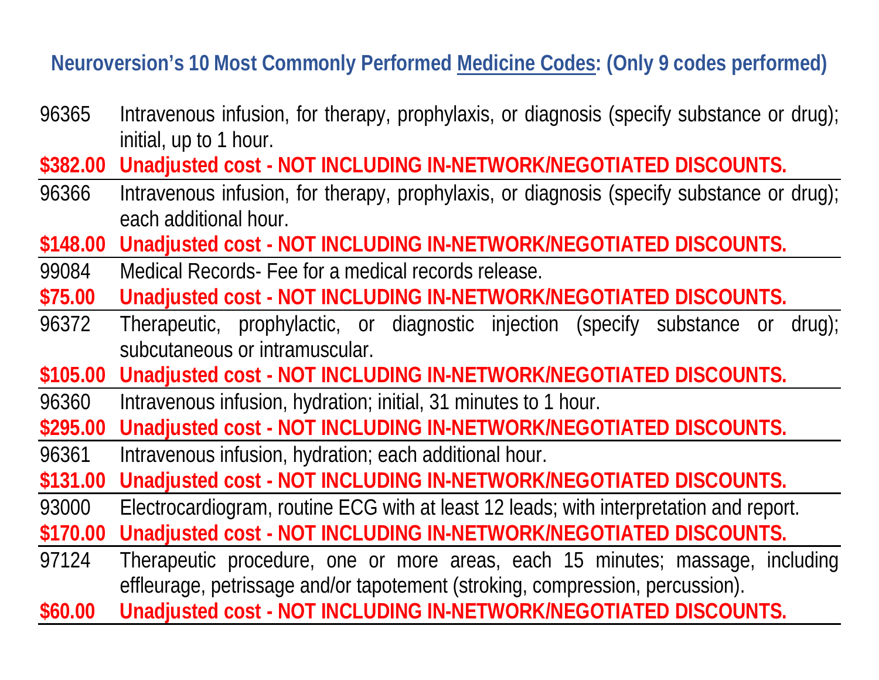## Neuroversion's 10 Most Commonly Performed Medicine Codes: (Only 9 codes performed)

96365 Intravenous infusion, for therapy, prophylaxis, or diagnosis (specify substance or drug); initial, up to 1 hour.

**$382.00 Unadjusted cost - NOT INCLUDING IN-NETWORK/NEGOTIATED DISCOUNTS.**

---

96366 Intravenous infusion, for therapy, prophylaxis, or diagnosis (specify substance or drug); each additional hour.

**$148.00 Unadjusted cost - NOT INCLUDING IN-NETWORK/NEGOTIATED DISCOUNTS.**

---

99084 Medical Records- Fee for a medical records release.

**$75.00 Unadjusted cost - NOT INCLUDING IN-NETWORK/NEGOTIATED DISCOUNTS.**

---

96372 Therapeutic, prophylactic, or diagnostic injection (specify substance or drug); subcutaneous or intramuscular.

**$105.00 Unadjusted cost - NOT INCLUDING IN-NETWORK/NEGOTIATED DISCOUNTS.**

---

96360 Intravenous infusion, hydration; initial, 31 minutes to 1 hour.

**$295.00 Unadjusted cost - NOT INCLUDING IN-NETWORK/NEGOTIATED DISCOUNTS.**

---

96361 Intravenous infusion, hydration; each additional hour.

**$131.00 Unadjusted cost - NOT INCLUDING IN-NETWORK/NEGOTIATED DISCOUNTS.**

---

93000 Electrocardiogram, routine ECG with at least 12 leads; with interpretation and report.

**$170.00 Unadjusted cost - NOT INCLUDING IN-NETWORK/NEGOTIATED DISCOUNTS.**

---

97124 Therapeutic procedure, one or more areas, each 15 minutes; massage, including effleurage, petrissage and/or tapotement (stroking, compression, percussion).

**$60.00 Unadjusted cost - NOT INCLUDING IN-NETWORK/NEGOTIATED DISCOUNTS.**

---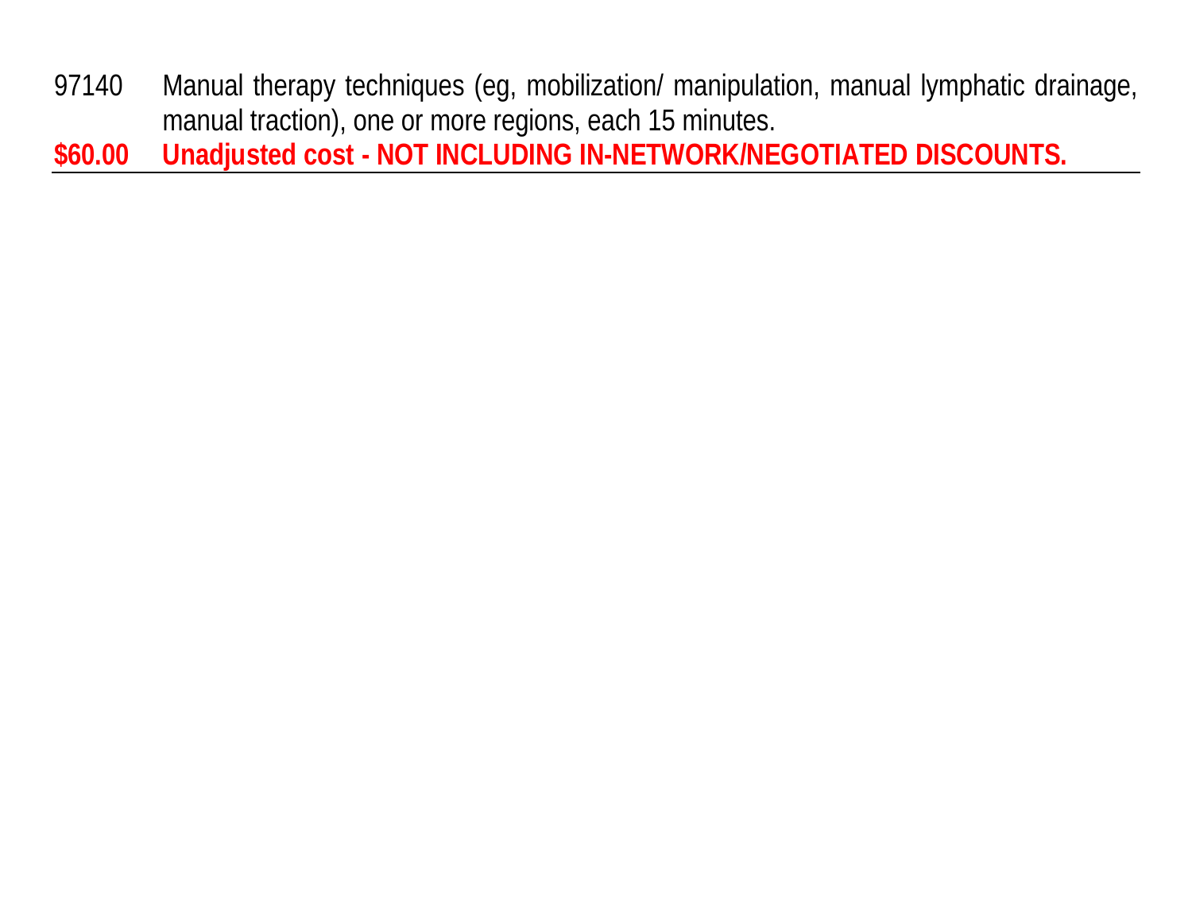97140 Manual therapy techniques (eg, mobilization/ manipulation, manual lymphatic drainage, manual traction), one or more regions, each 15 minutes.

**$60.00 Unadjusted cost - NOT INCLUDING IN-NETWORK/NEGOTIATED DISCOUNTS.**